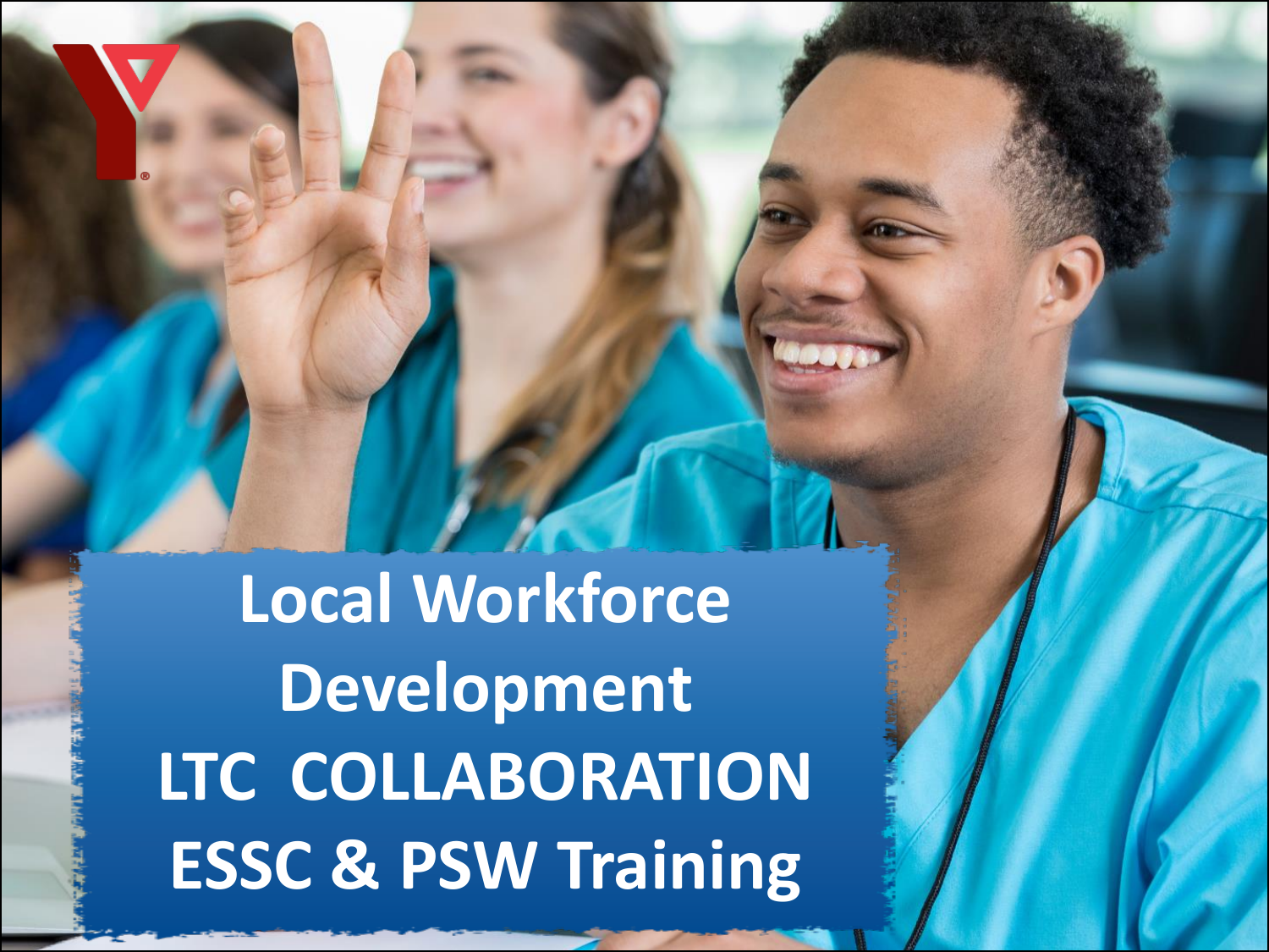# Local Workforce Development
# LTC COLLABORATION
# ESSC & PSW Training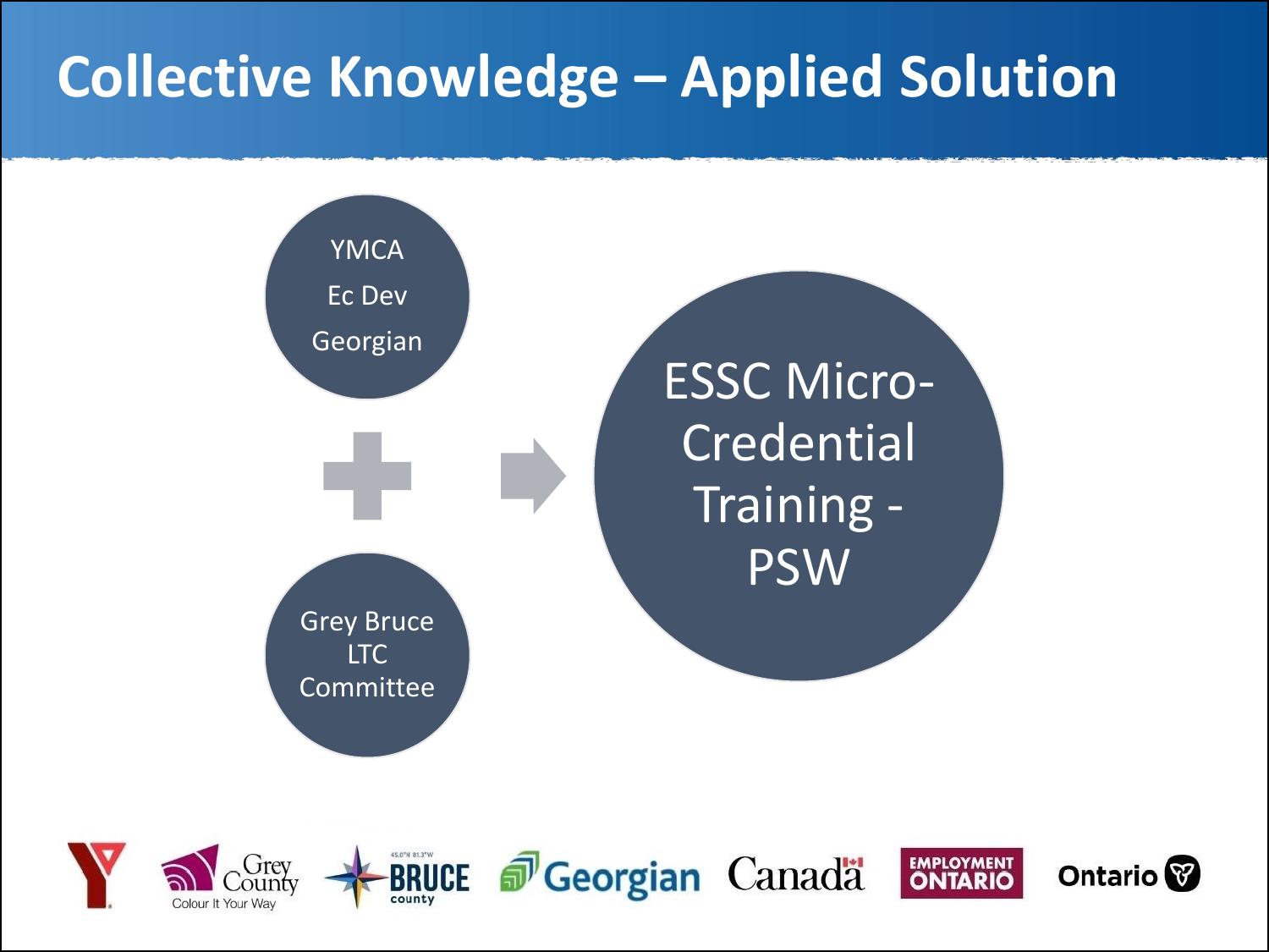# Collective Knowledge – Applied Solution

YMCA
Ec Dev
Georgian

\+

Grey Bruce LTC Committee

→

ESSC Micro-Credential Training - PSW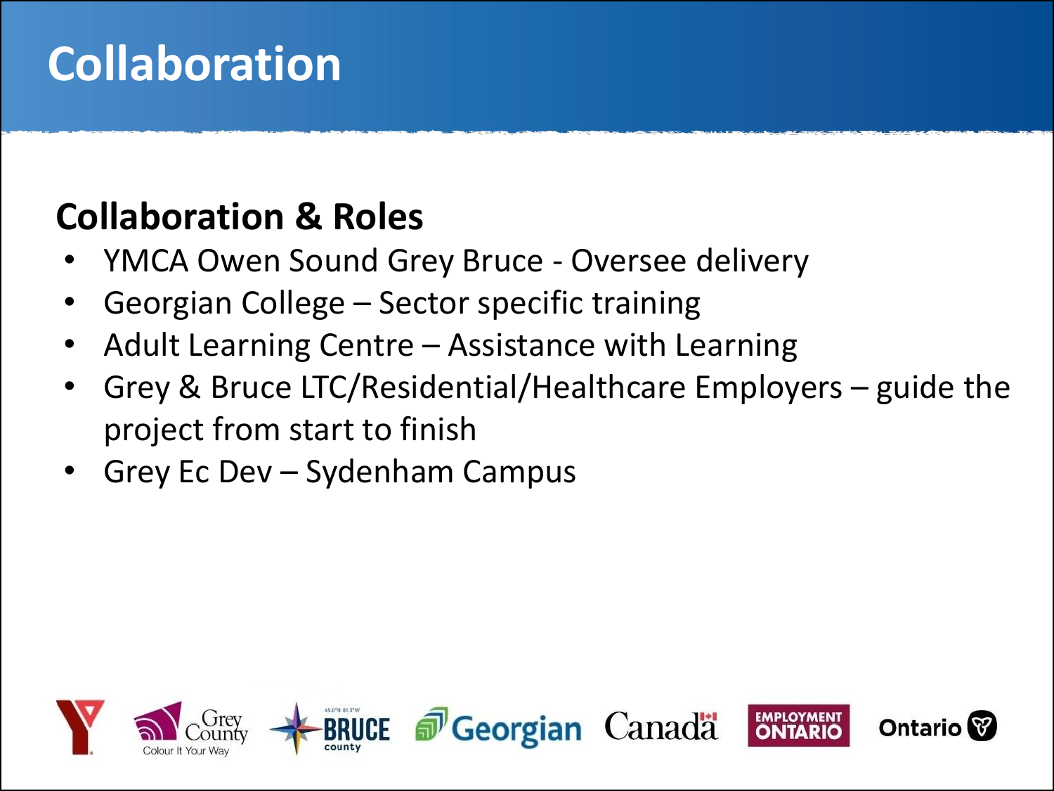# Collaboration

## Collaboration & Roles

- YMCA Owen Sound Grey Bruce - Oversee delivery
- Georgian College – Sector specific training
- Adult Learning Centre – Assistance with Learning
- Grey & Bruce LTC/Residential/Healthcare Employers – guide the project from start to finish
- Grey Ec Dev – Sydenham Campus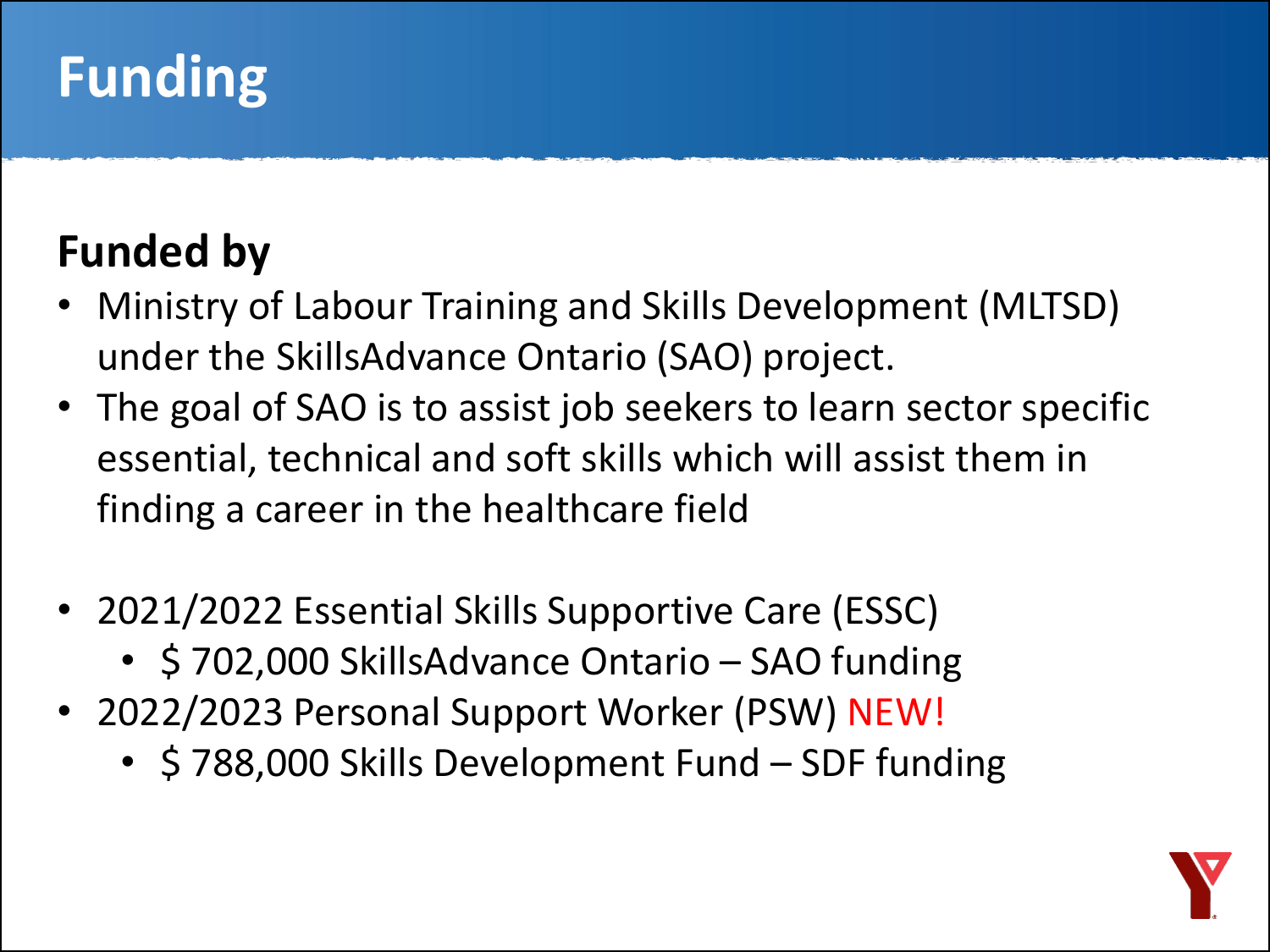# Funding

## Funded by

- Ministry of Labour Training and Skills Development (MLTSD) under the SkillsAdvance Ontario (SAO) project.
- The goal of SAO is to assist job seekers to learn sector specific essential, technical and soft skills which will assist them in finding a career in the healthcare field

- 2021/2022 Essential Skills Supportive Care (ESSC)
  - $ 702,000 SkillsAdvance Ontario – SAO funding
- 2022/2023 Personal Support Worker (PSW) NEW!
  - $ 788,000 Skills Development Fund – SDF funding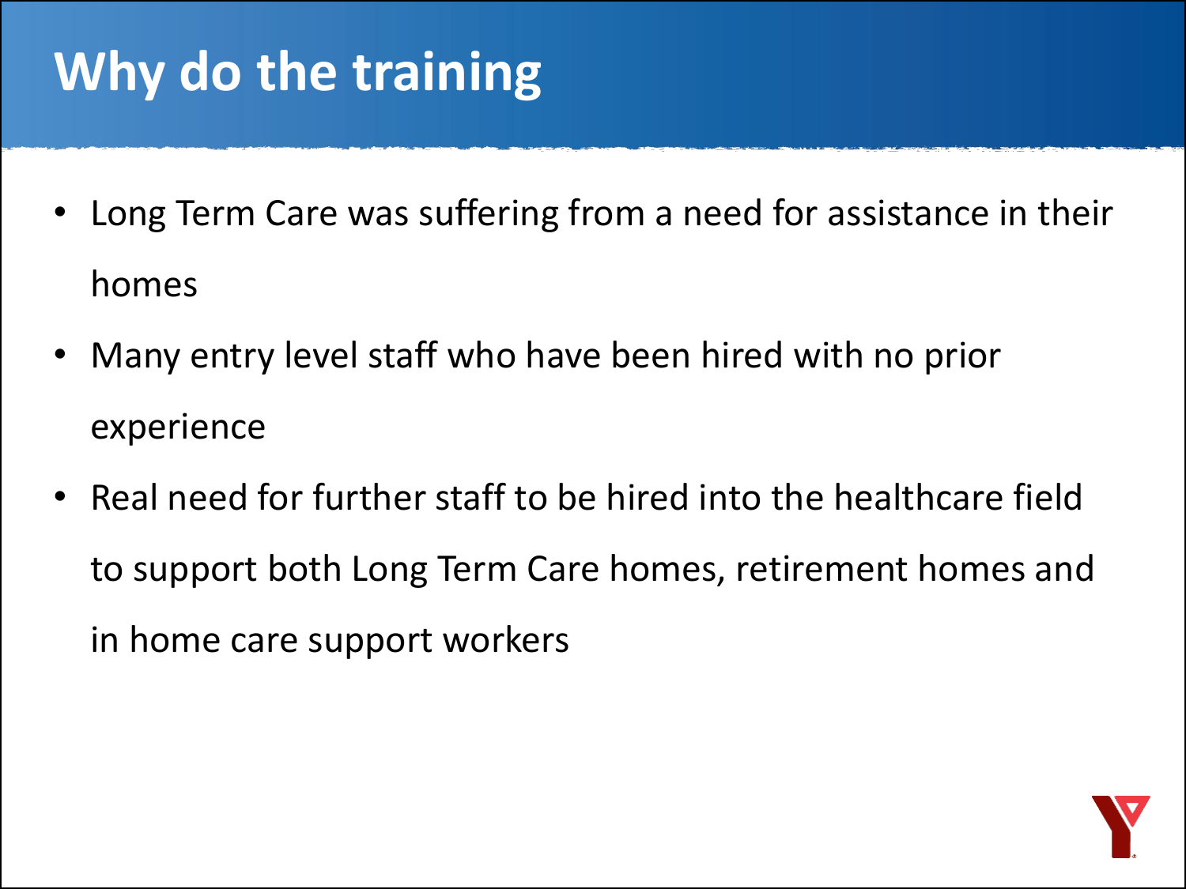# Why do the training

- Long Term Care was suffering from a need for assistance in their homes
- Many entry level staff who have been hired with no prior experience
- Real need for further staff to be hired into the healthcare field to support both Long Term Care homes, retirement homes and in home care support workers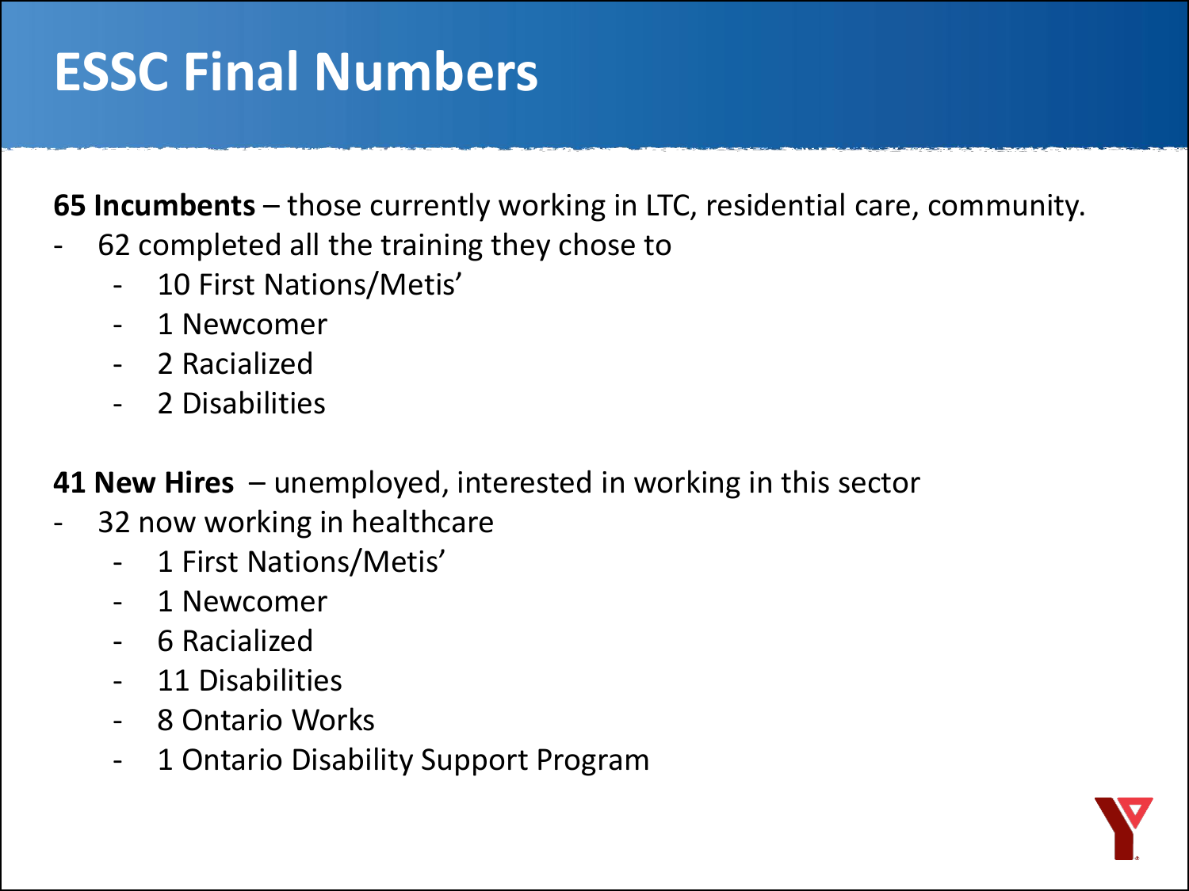# ESSC Final Numbers

**65 Incumbents** – those currently working in LTC, residential care, community.

- 62 completed all the training they chose to
  - 10 First Nations/Metis'
  - 1 Newcomer
  - 2 Racialized
  - 2 Disabilities

**41 New Hires** – unemployed, interested in working in this sector

- 32 now working in healthcare
  - 1 First Nations/Metis'
  - 1 Newcomer
  - 6 Racialized
  - 11 Disabilities
  - 8 Ontario Works
  - 1 Ontario Disability Support Program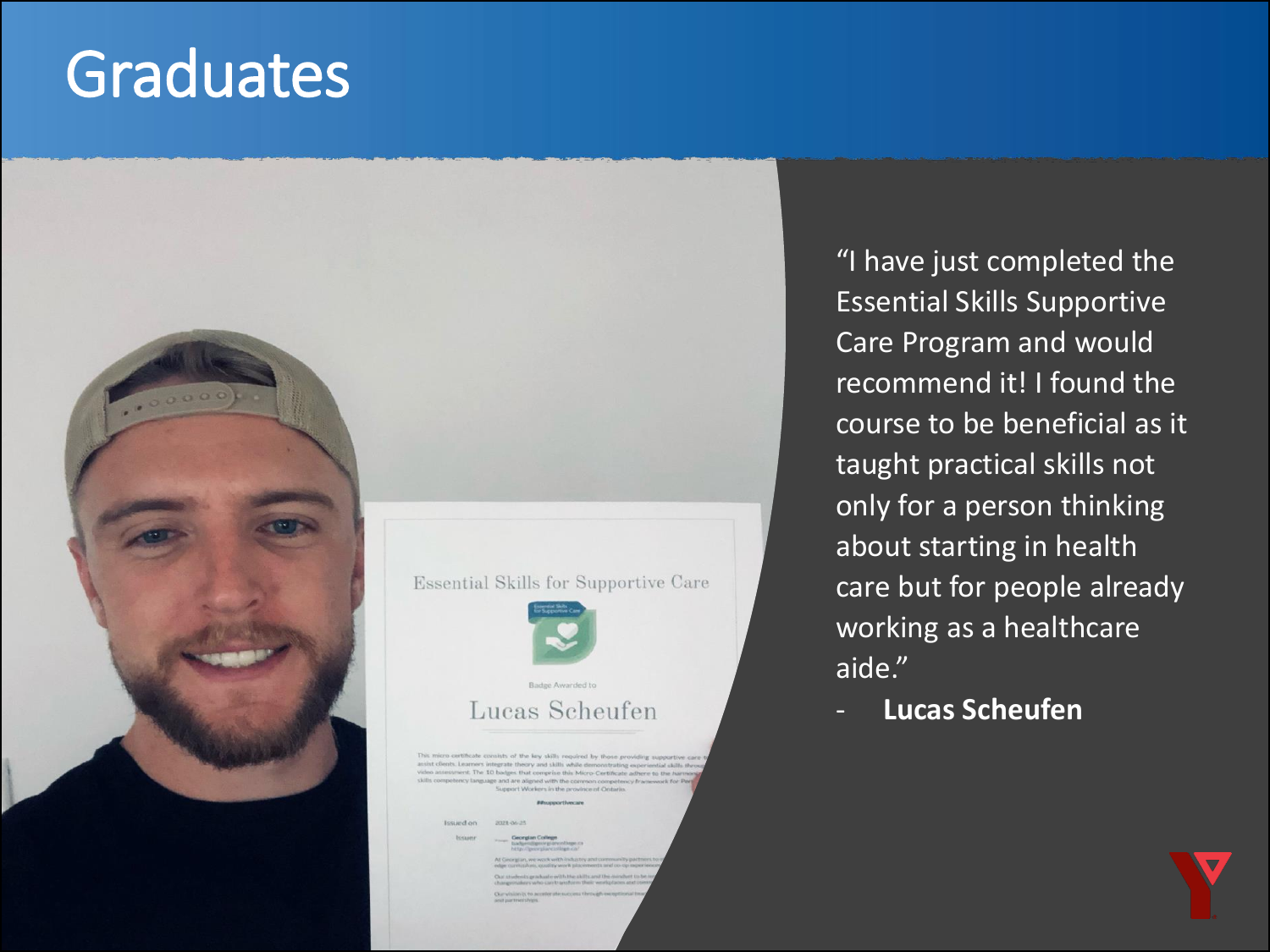# Graduates

"I have just completed the Essential Skills Supportive Care Program and would recommend it! I found the course to be beneficial as it taught practical skills not only for a person thinking about starting in health care but for people already working as a healthcare aide."

- **Lucas Scheufen**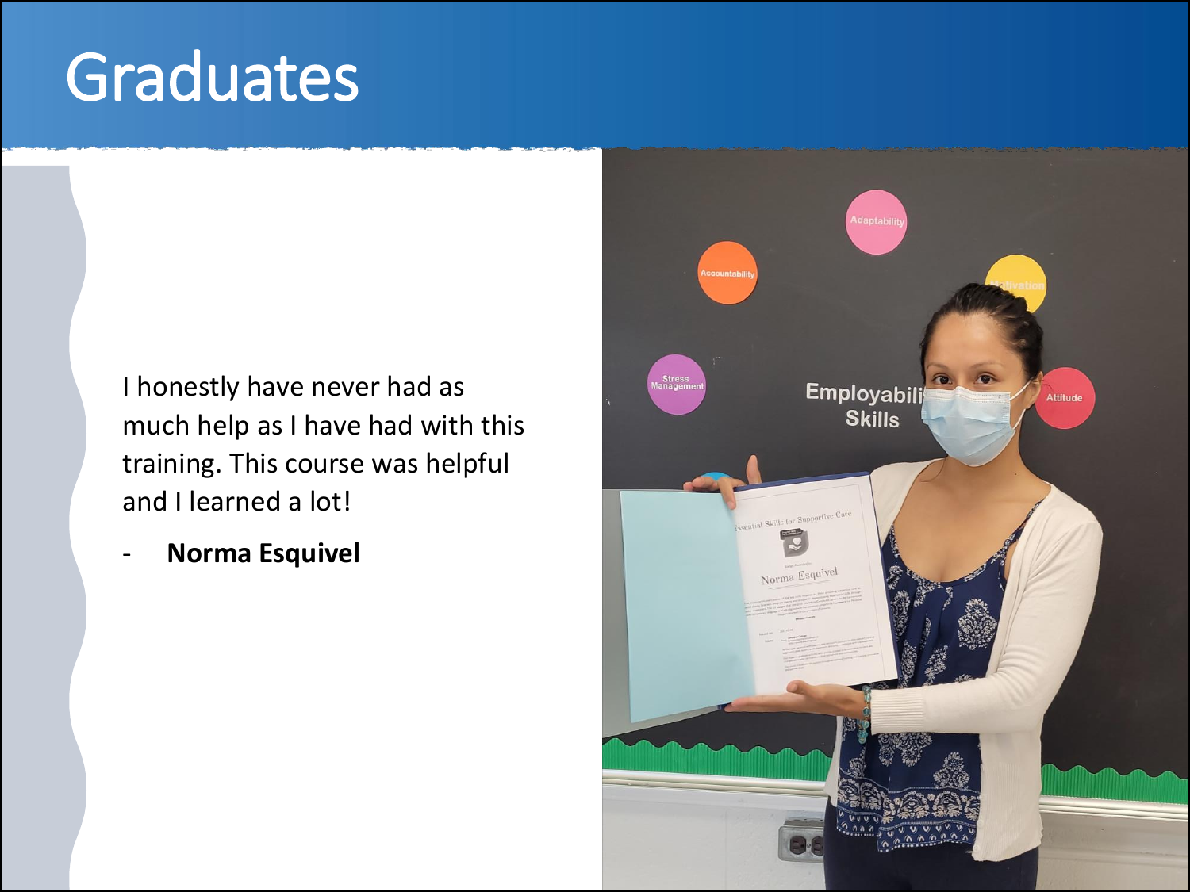# Graduates

I honestly have never had as much help as I have had with this training. This course was helpful and I learned a lot!

- **Norma Esquivel**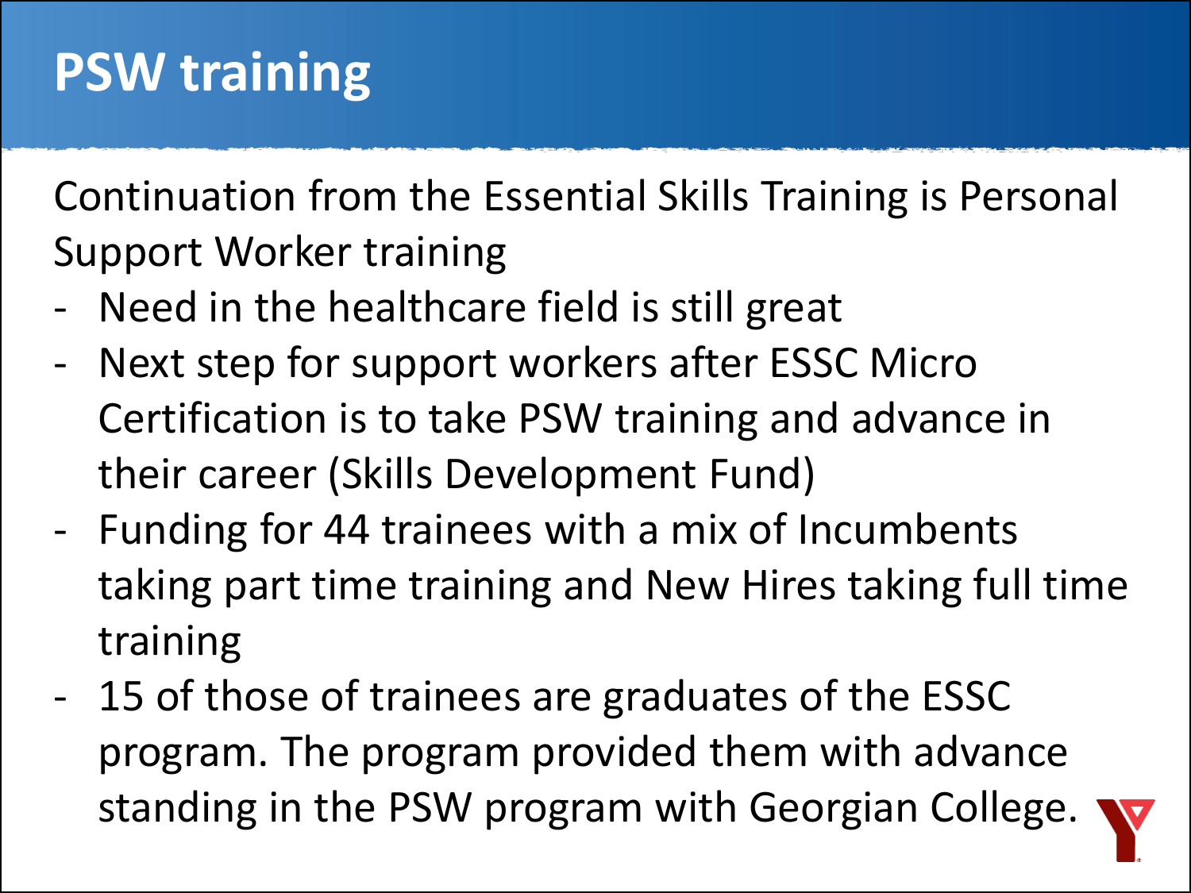# PSW training

Continuation from the Essential Skills Training is Personal Support Worker training

- Need in the healthcare field is still great
- Next step for support workers after ESSC Micro Certification is to take PSW training and advance in their career (Skills Development Fund)
- Funding for 44 trainees with a mix of Incumbents taking part time training and New Hires taking full time training
- 15 of those of trainees are graduates of the ESSC program. The program provided them with advance standing in the PSW program with Georgian College.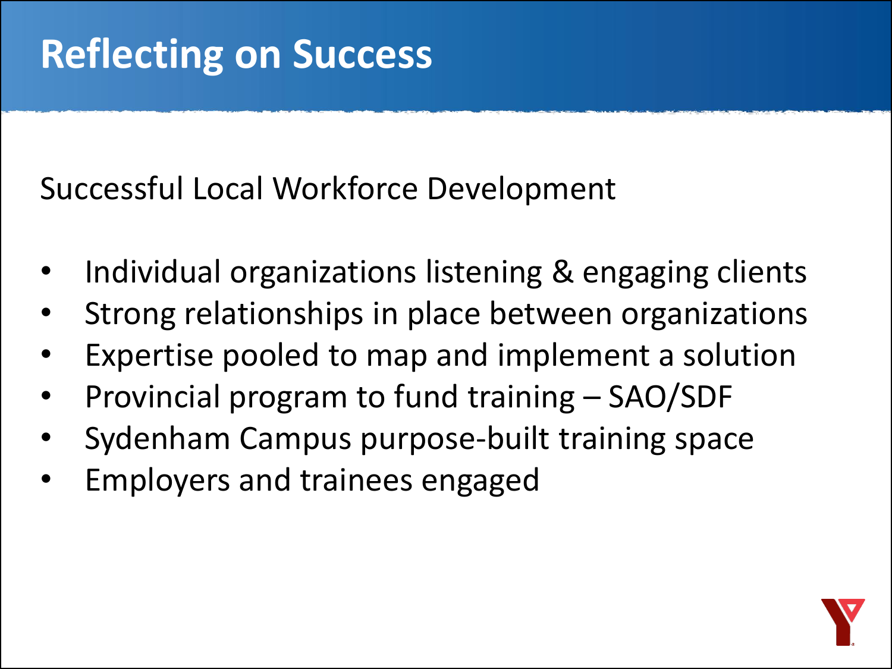# Reflecting on Success

Successful Local Workforce Development

- Individual organizations listening & engaging clients
- Strong relationships in place between organizations
- Expertise pooled to map and implement a solution
- Provincial program to fund training – SAO/SDF
- Sydenham Campus purpose-built training space
- Employers and trainees engaged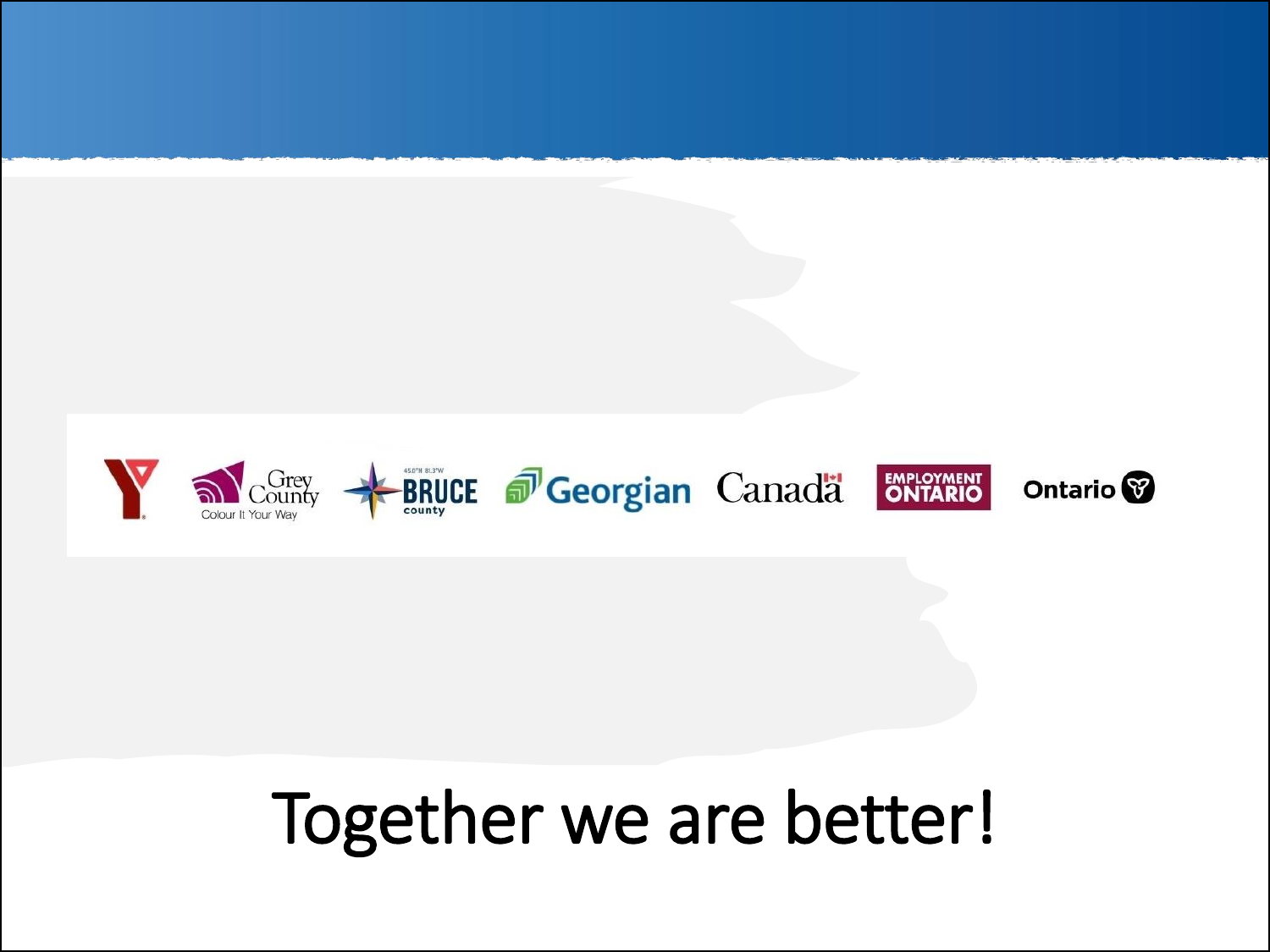Together we are better!